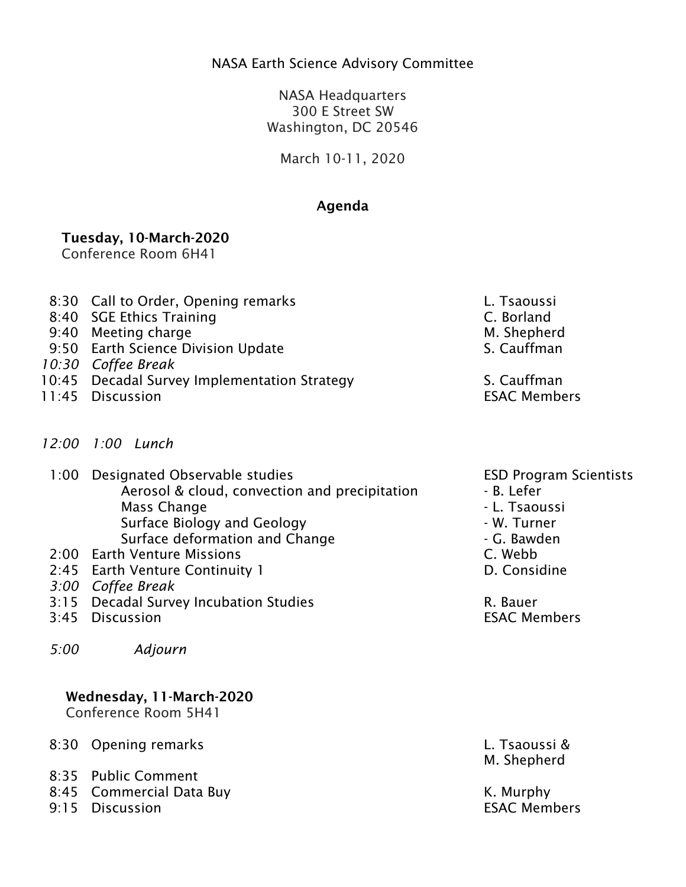NASA Earth Science Advisory Committee

NASA Headquarters
300 E Street SW
Washington, DC 20546

March 10-11, 2020

## Agenda

### Tuesday, 10-March-2020

Conference Room 6H41

| | | |
|---|---|---|
| 8:30 | Call to Order, Opening remarks | L. Tsaoussi |
| 8:40 | SGE Ethics Training | C. Borland |
| 9:40 | Meeting charge | M. Shepherd |
| 9:50 | Earth Science Division Update | S. Cauffman |
| *10:30* | *Coffee Break* | |
| 10:45 | Decadal Survey Implementation Strategy | S. Cauffman |
| 11:45 | Discussion | ESAC Members |
| *12:00* | *1:00 Lunch* | |
| 1:00 | Designated Observable studies | ESD Program Scientists |
| | Aerosol & cloud, convection and precipitation | - B. Lefer |
| | Mass Change | - L. Tsaoussi |
| | Surface Biology and Geology | - W. Turner |
| | Surface deformation and Change | - G. Bawden |
| 2:00 | Earth Venture Missions | C. Webb |
| 2:45 | Earth Venture Continuity 1 | D. Considine |
| *3:00* | *Coffee Break* | |
| 3:15 | Decadal Survey Incubation Studies | R. Bauer |
| 3:45 | Discussion | ESAC Members |
| *5:00* | *Adjourn* | |

### Wednesday, 11-March-2020

Conference Room 5H41

| | | |
|---|---|---|
| 8:30 | Opening remarks | L. Tsaoussi & M. Shepherd |
| 8:35 | Public Comment | |
| 8:45 | Commercial Data Buy | K. Murphy |
| 9:15 | Discussion | ESAC Members |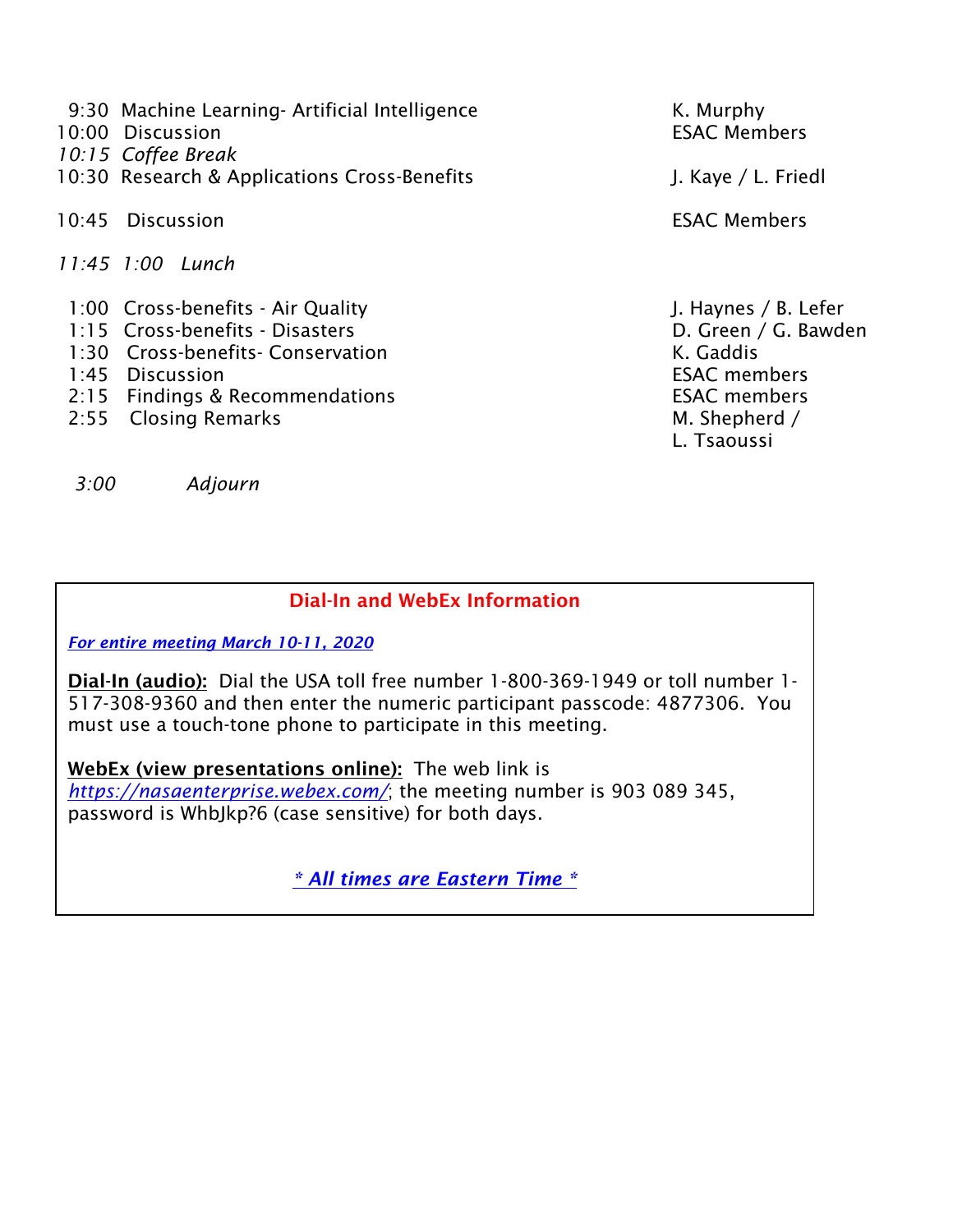| | | |
|---|---|---|
| 9:30 | Machine Learning- Artificial Intelligence | K. Murphy |
| 10:00 | Discussion | ESAC Members |
| *10:15* | *Coffee Break* | |
| 10:30 | Research & Applications Cross-Benefits | J. Kaye / L. Friedl |
| 10:45 | Discussion | ESAC Members |
| *11:45 1:00* | *Lunch* | |
| 1:00 | Cross-benefits - Air Quality | J. Haynes / B. Lefer |
| 1:15 | Cross-benefits - Disasters | D. Green / G. Bawden |
| 1:30 | Cross-benefits- Conservation | K. Gaddis |
| 1:45 | Discussion | ESAC members |
| 2:15 | Findings & Recommendations | ESAC members |
| 2:55 | Closing Remarks | M. Shepherd / L. Tsaoussi |
| *3:00* | *Adjourn* | |

## Dial-In and WebEx Information

***For entire meeting March 10-11, 2020***

**Dial-In (audio):** Dial the USA toll free number 1-800-369-1949 or toll number 1-517-308-9360 and then enter the numeric participant passcode: 4877306. You must use a touch-tone phone to participate in this meeting.

**WebEx (view presentations online):** The web link is *https://nasaenterprise.webex.com/*; the meeting number is 903 089 345, password is WhbJkp?6 (case sensitive) for both days.

***\* All times are Eastern Time \****